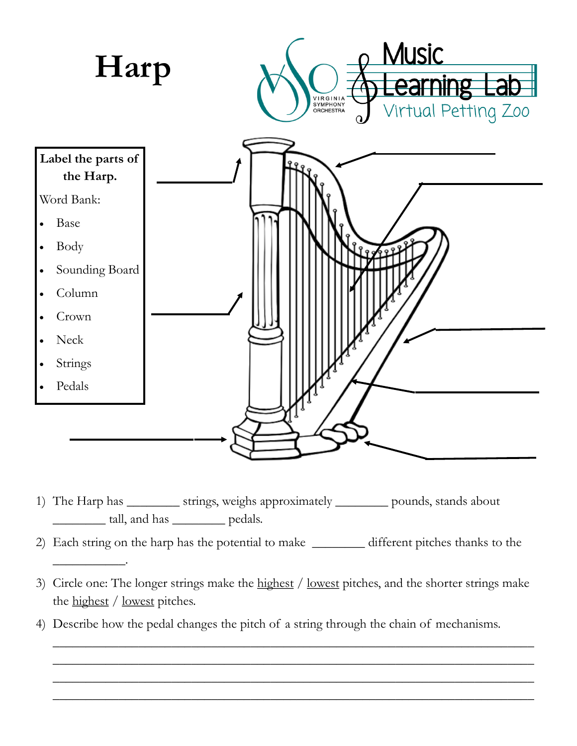# Harp

Music Learning Lab
Virtual Petting Zoo

**Label the parts of the Harp.**

Word Bank:

- Base
- Body
- Sounding Board
- Column
- Crown
- Neck
- Strings
- Pedals

1) The Harp has ________ strings, weighs approximately ________ pounds, stands about ________ tall, and has ________ pedals.

2) Each string on the harp has the potential to make ________ different pitches thanks to the ___________.

3) Circle one: The longer strings make the highest / lowest pitches, and the shorter strings make the highest / lowest pitches.

4) Describe how the pedal changes the pitch of a string through the chain of mechanisms.

______________________________________________________________________

______________________________________________________________________

______________________________________________________________________

______________________________________________________________________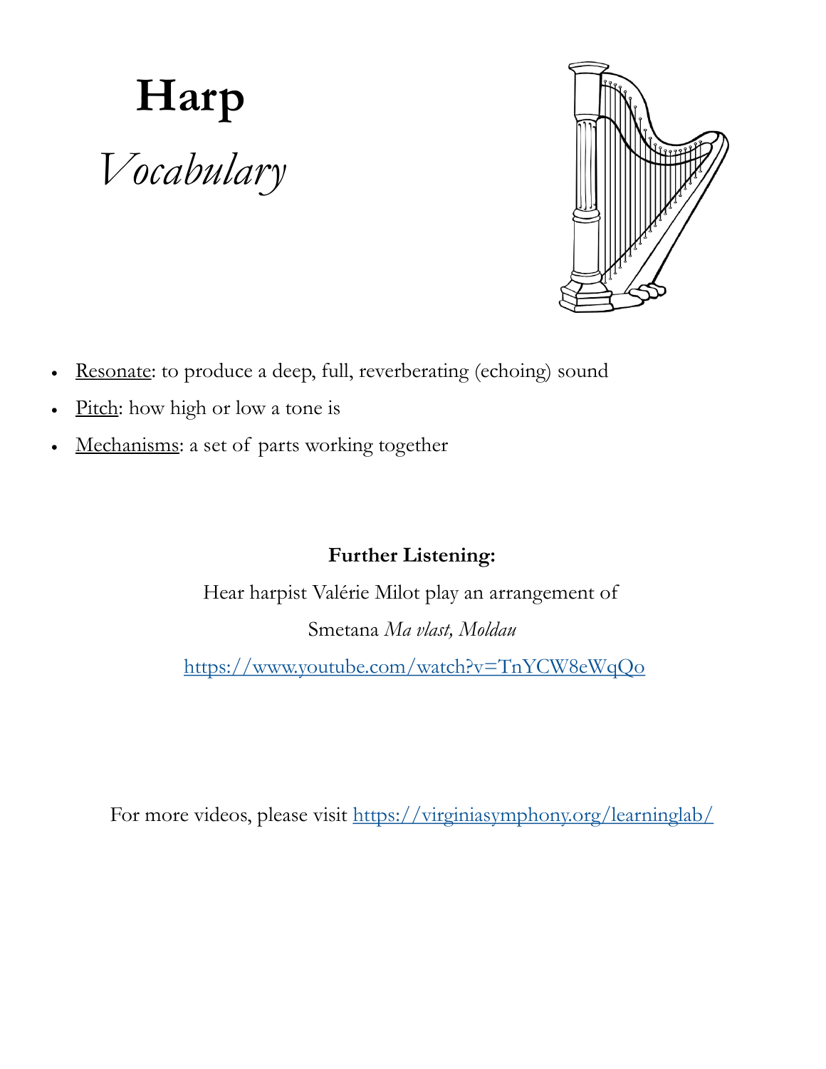# Harp

## *Vocabulary*

- Resonate: to produce a deep, full, reverberating (echoing) sound
- Pitch: how high or low a tone is
- Mechanisms: a set of parts working together

**Further Listening:**

Hear harpist Valérie Milot play an arrangement of

Smetana *Ma vlast, Moldau*

https://www.youtube.com/watch?v=TnYCW8eWqQo

For more videos, please visit https://virginiasymphony.org/learninglab/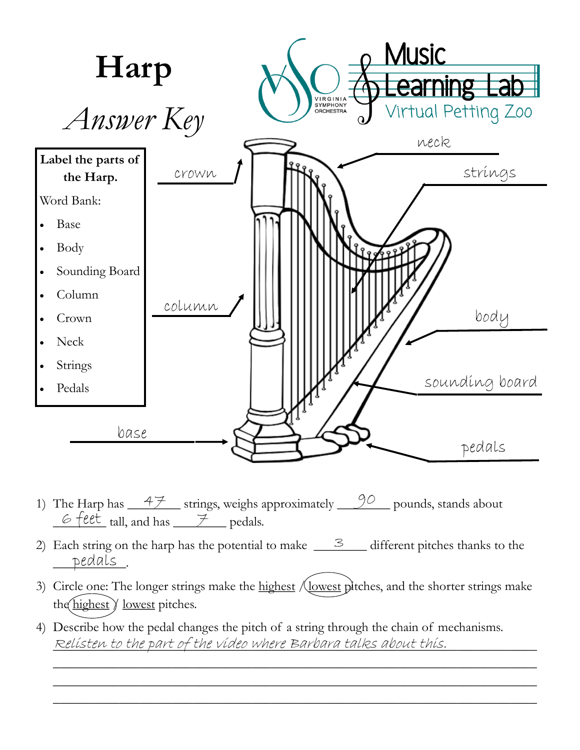# Harp

*Answer Key*

Music Learning Lab
Virtual Petting Zoo

VIRGINIA SYMPHONY ORCHESTRA

**Label the parts of the Harp.**

Word Bank:

- Base
- Body
- Sounding Board
- Column
- Crown
- Neck
- Strings
- Pedals

crown

neck

strings

column

body

sounding board

base

pedals

1) The Harp has \_\_47\_\_ strings, weighs approximately \_\_90\_\_ pounds, stands about \_\_6 feet\_\_ tall, and has \_\_7\_\_ pedals.

2) Each string on the harp has the potential to make \_\_3\_\_ different pitches thanks to the \_\_pedals\_\_.

3) Circle one: The longer strings make the highest / (lowest) pitches, and the shorter strings make the (highest) / lowest pitches.

4) Describe how the pedal changes the pitch of a string through the chain of mechanisms.
Relisten to the part of the video where Barbara talks about this.